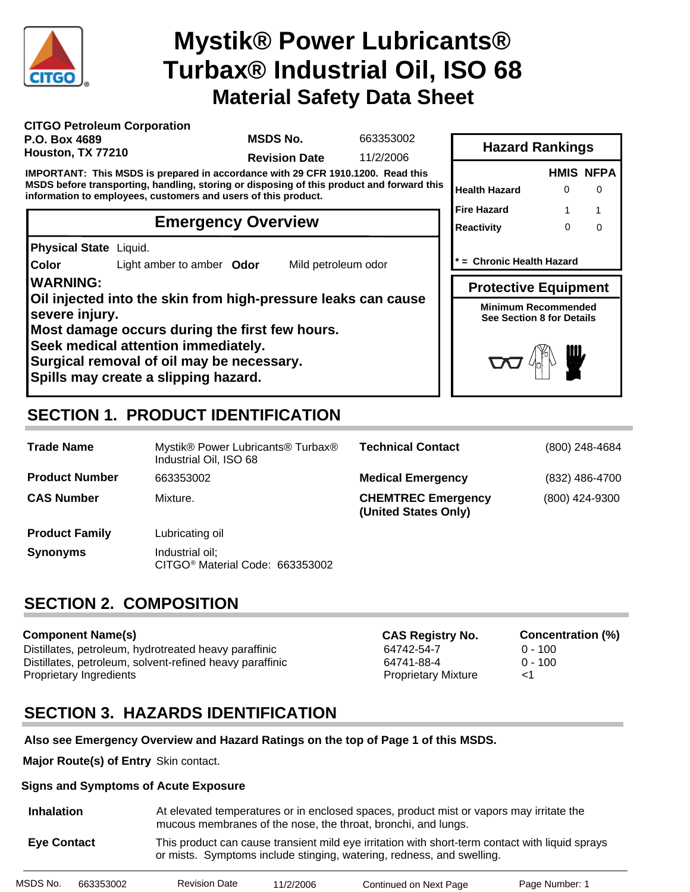# Mystik® Power Lubricants® Turbax® Industrial Oil, ISO 68

## Material Safety Data Sheet

**CITGO Petroleum Corporation**
**P.O. Box 4689**
**Houston, TX 77210**

**MSDS No.** 663353002

**Revision Date** 11/2/2006

**IMPORTANT: This MSDS is prepared in accordance with 29 CFR 1910.1200. Read this MSDS before transporting, handling, storing or disposing of this product and forward this information to employees, customers and users of this product.**

### Hazard Rankings

| | HMIS | NFPA |
|---|---|---|
| Health Hazard | 0 | 0 |
| Fire Hazard | 1 | 1 |
| Reactivity | 0 | 0 |

**\* = Chronic Health Hazard**

### Protective Equipment

**Minimum Recommended**
**See Section 8 for Details**

### Emergency Overview

**Physical State** Liquid.

**Color** Light amber to amber **Odor** Mild petroleum odor

**WARNING:**
**Oil injected into the skin from high-pressure leaks can cause severe injury.**
**Most damage occurs during the first few hours.**
**Seek medical attention immediately.**
**Surgical removal of oil may be necessary.**
**Spills may create a slipping hazard.**

## SECTION 1. PRODUCT IDENTIFICATION

| | | | |
|---|---|---|---|
| **Trade Name** | Mystik® Power Lubricants® Turbax® Industrial Oil, ISO 68 | **Technical Contact** | (800) 248-4684 |
| **Product Number** | 663353002 | **Medical Emergency** | (832) 486-4700 |
| **CAS Number** | Mixture. | **CHEMTREC Emergency (United States Only)** | (800) 424-9300 |
| **Product Family** | Lubricating oil | | |
| **Synonyms** | Industrial oil; CITGO® Material Code: 663353002 | | |

## SECTION 2. COMPOSITION

| Component Name(s) | CAS Registry No. | Concentration (%) |
|---|---|---|
| Distillates, petroleum, hydrotreated heavy paraffinic | 64742-54-7 | 0 - 100 |
| Distillates, petroleum, solvent-refined heavy paraffinic | 64741-88-4 | 0 - 100 |
| Proprietary Ingredients | Proprietary Mixture | <1 |

## SECTION 3. HAZARDS IDENTIFICATION

**Also see Emergency Overview and Hazard Ratings on the top of Page 1 of this MSDS.**

**Major Route(s) of Entry** Skin contact.

**Signs and Symptoms of Acute Exposure**

**Inhalation** At elevated temperatures or in enclosed spaces, product mist or vapors may irritate the mucous membranes of the nose, the throat, bronchi, and lungs.

**Eye Contact** This product can cause transient mild eye irritation with short-term contact with liquid sprays or mists. Symptoms include stinging, watering, redness, and swelling.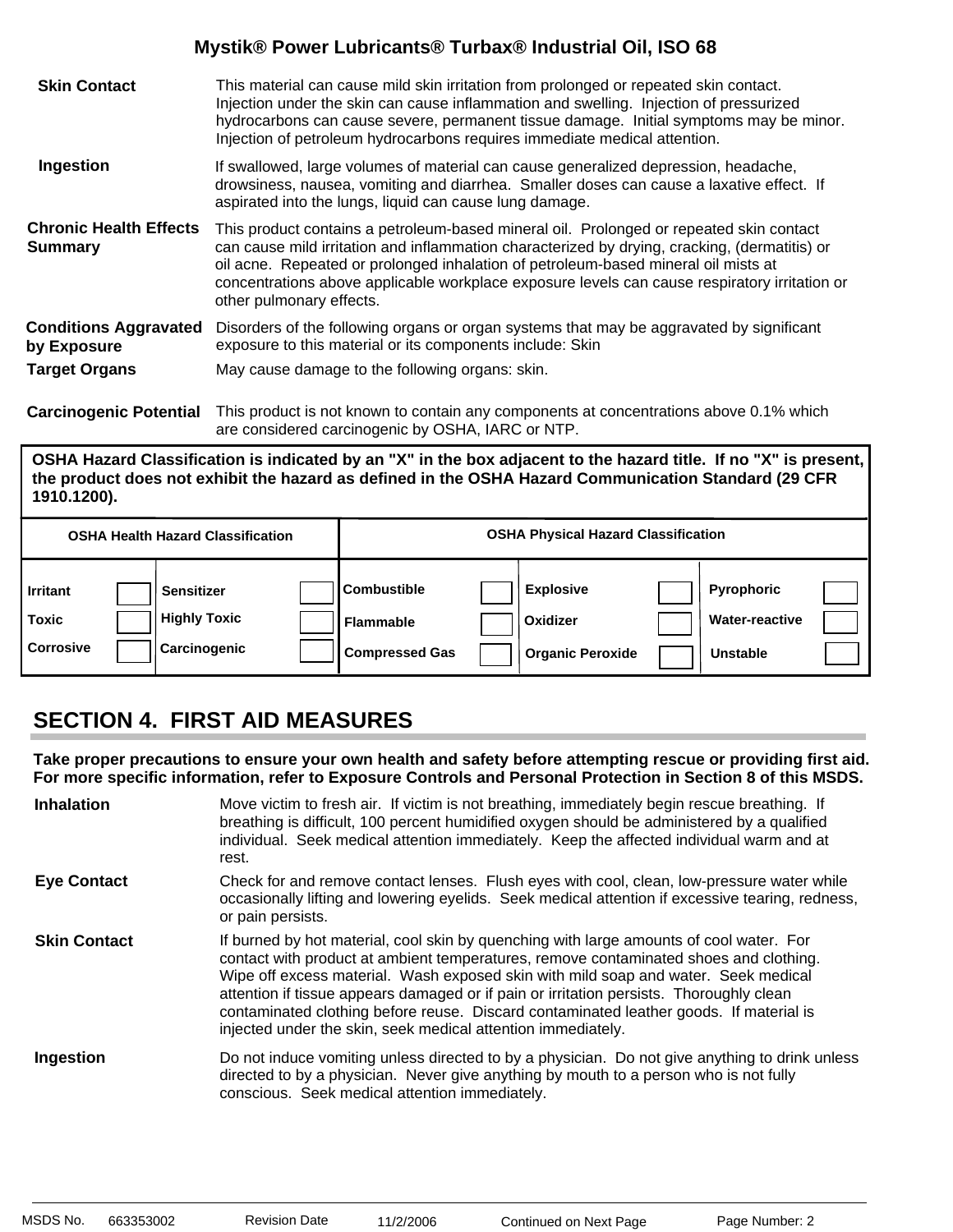**Mystik® Power Lubricants® Turbax® Industrial Oil, ISO 68**

**Skin Contact** — This material can cause mild skin irritation from prolonged or repeated skin contact. Injection under the skin can cause inflammation and swelling. Injection of pressurized hydrocarbons can cause severe, permanent tissue damage. Initial symptoms may be minor. Injection of petroleum hydrocarbons requires immediate medical attention.

**Ingestion** — If swallowed, large volumes of material can cause generalized depression, headache, drowsiness, nausea, vomiting and diarrhea. Smaller doses can cause a laxative effect. If aspirated into the lungs, liquid can cause lung damage.

**Chronic Health Effects Summary** — This product contains a petroleum-based mineral oil. Prolonged or repeated skin contact can cause mild irritation and inflammation characterized by drying, cracking, (dermatitis) or oil acne. Repeated or prolonged inhalation of petroleum-based mineral oil mists at concentrations above applicable workplace exposure levels can cause respiratory irritation or other pulmonary effects.

**Conditions Aggravated by Exposure** — Disorders of the following organs or organ systems that may be aggravated by significant exposure to this material or its components include: Skin

**Target Organs** — May cause damage to the following organs: skin.

**Carcinogenic Potential** — This product is not known to contain any components at concentrations above 0.1% which are considered carcinogenic by OSHA, IARC or NTP.

**OSHA Hazard Classification is indicated by an "X" in the box adjacent to the hazard title. If no "X" is present, the product does not exhibit the hazard as defined in the OSHA Hazard Communication Standard (29 CFR 1910.1200).**

| OSHA Health Hazard Classification | | | | OSHA Physical Hazard Classification | | | | | |
|---|---|---|---|---|---|---|---|---|---|
| Irritant | | Sensitizer | | Combustible | | Explosive | | Pyrophoric | |
| Toxic | | Highly Toxic | | Flammable | | Oxidizer | | Water-reactive | |
| Corrosive | | Carcinogenic | | Compressed Gas | | Organic Peroxide | | Unstable | |

## SECTION 4. FIRST AID MEASURES

**Take proper precautions to ensure your own health and safety before attempting rescue or providing first aid. For more specific information, refer to Exposure Controls and Personal Protection in Section 8 of this MSDS.**

**Inhalation** — Move victim to fresh air. If victim is not breathing, immediately begin rescue breathing. If breathing is difficult, 100 percent humidified oxygen should be administered by a qualified individual. Seek medical attention immediately. Keep the affected individual warm and at rest.

**Eye Contact** — Check for and remove contact lenses. Flush eyes with cool, clean, low-pressure water while occasionally lifting and lowering eyelids. Seek medical attention if excessive tearing, redness, or pain persists.

**Skin Contact** — If burned by hot material, cool skin by quenching with large amounts of cool water. For contact with product at ambient temperatures, remove contaminated shoes and clothing. Wipe off excess material. Wash exposed skin with mild soap and water. Seek medical attention if tissue appears damaged or if pain or irritation persists. Thoroughly clean contaminated clothing before reuse. Discard contaminated leather goods. If material is injected under the skin, seek medical attention immediately.

**Ingestion** — Do not induce vomiting unless directed to by a physician. Do not give anything to drink unless directed to by a physician. Never give anything by mouth to a person who is not fully conscious. Seek medical attention immediately.

MSDS No. 663353002 Revision Date 11/2/2006 Continued on Next Page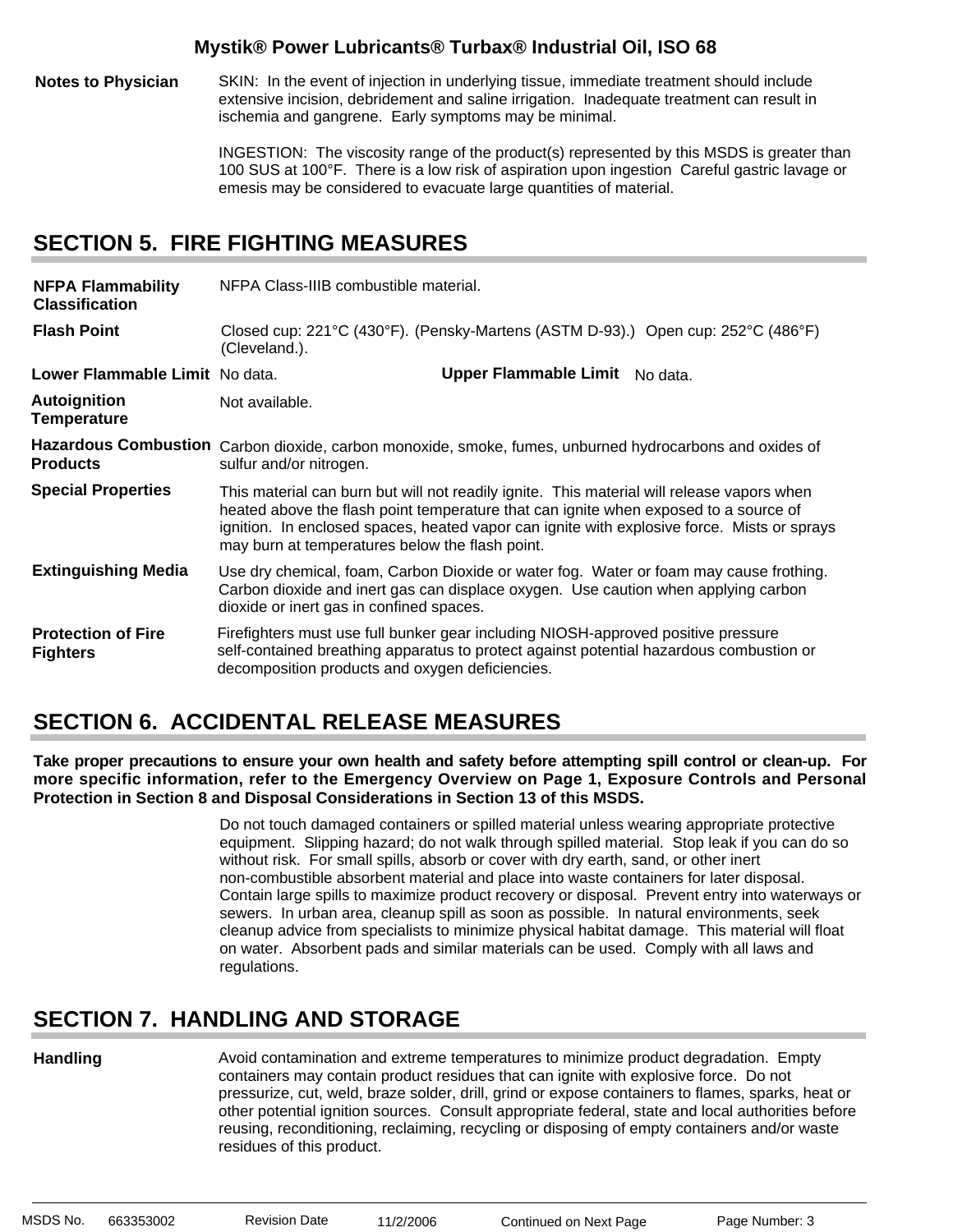**Notes to Physician**

SKIN: In the event of injection in underlying tissue, immediate treatment should include extensive incision, debridement and saline irrigation. Inadequate treatment can result in ischemia and gangrene. Early symptoms may be minimal.

INGESTION: The viscosity range of the product(s) represented by this MSDS is greater than 100 SUS at 100°F. There is a low risk of aspiration upon ingestion Careful gastric lavage or emesis may be considered to evacuate large quantities of material.

## SECTION 5. FIRE FIGHTING MEASURES

**NFPA Flammability Classification**
NFPA Class-IIIB combustible material.

**Flash Point**
Closed cup: 221°C (430°F). (Pensky-Martens (ASTM D-93).) Open cup: 252°C (486°F) (Cleveland.).

**Lower Flammable Limit** No data.

**Upper Flammable Limit** No data.

**Autoignition Temperature**
Not available.

**Hazardous Combustion Products**
Carbon dioxide, carbon monoxide, smoke, fumes, unburned hydrocarbons and oxides of sulfur and/or nitrogen.

**Special Properties**
This material can burn but will not readily ignite. This material will release vapors when heated above the flash point temperature that can ignite when exposed to a source of ignition. In enclosed spaces, heated vapor can ignite with explosive force. Mists or sprays may burn at temperatures below the flash point.

**Extinguishing Media**
Use dry chemical, foam, Carbon Dioxide or water fog. Water or foam may cause frothing. Carbon dioxide and inert gas can displace oxygen. Use caution when applying carbon dioxide or inert gas in confined spaces.

**Protection of Fire Fighters**
Firefighters must use full bunker gear including NIOSH-approved positive pressure self-contained breathing apparatus to protect against potential hazardous combustion or decomposition products and oxygen deficiencies.

## SECTION 6. ACCIDENTAL RELEASE MEASURES

**Take proper precautions to ensure your own health and safety before attempting spill control or clean-up. For more specific information, refer to the Emergency Overview on Page 1, Exposure Controls and Personal Protection in Section 8 and Disposal Considerations in Section 13 of this MSDS.**

Do not touch damaged containers or spilled material unless wearing appropriate protective equipment. Slipping hazard; do not walk through spilled material. Stop leak if you can do so without risk. For small spills, absorb or cover with dry earth, sand, or other inert non-combustible absorbent material and place into waste containers for later disposal. Contain large spills to maximize product recovery or disposal. Prevent entry into waterways or sewers. In urban area, cleanup spill as soon as possible. In natural environments, seek cleanup advice from specialists to minimize physical habitat damage. This material will float on water. Absorbent pads and similar materials can be used. Comply with all laws and regulations.

## SECTION 7. HANDLING AND STORAGE

**Handling**
Avoid contamination and extreme temperatures to minimize product degradation. Empty containers may contain product residues that can ignite with explosive force. Do not pressurize, cut, weld, braze solder, drill, grind or expose containers to flames, sparks, heat or other potential ignition sources. Consult appropriate federal, state and local authorities before reusing, reconditioning, reclaiming, recycling or disposing of empty containers and/or waste residues of this product.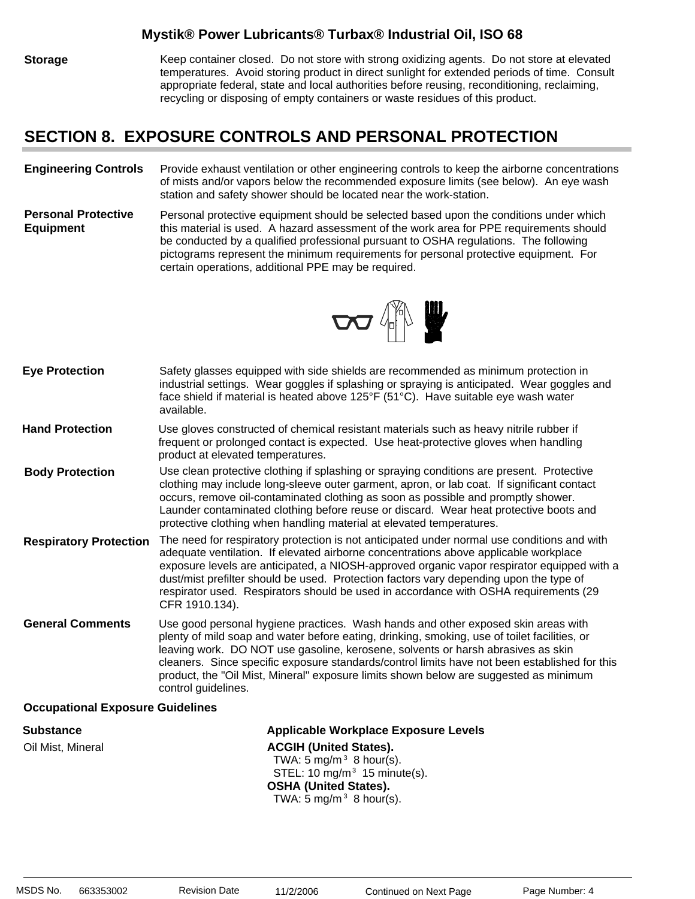**Storage** Keep container closed. Do not store with strong oxidizing agents. Do not store at elevated temperatures. Avoid storing product in direct sunlight for extended periods of time. Consult appropriate federal, state and local authorities before reusing, reconditioning, reclaiming, recycling or disposing of empty containers or waste residues of this product.

## SECTION 8. EXPOSURE CONTROLS AND PERSONAL PROTECTION

**Engineering Controls** Provide exhaust ventilation or other engineering controls to keep the airborne concentrations of mists and/or vapors below the recommended exposure limits (see below). An eye wash station and safety shower should be located near the work-station.

**Personal Protective Equipment** Personal protective equipment should be selected based upon the conditions under which this material is used. A hazard assessment of the work area for PPE requirements should be conducted by a qualified professional pursuant to OSHA regulations. The following pictograms represent the minimum requirements for personal protective equipment. For certain operations, additional PPE may be required.

**Eye Protection** Safety glasses equipped with side shields are recommended as minimum protection in industrial settings. Wear goggles if splashing or spraying is anticipated. Wear goggles and face shield if material is heated above 125°F (51°C). Have suitable eye wash water available.

**Hand Protection** Use gloves constructed of chemical resistant materials such as heavy nitrile rubber if frequent or prolonged contact is expected. Use heat-protective gloves when handling product at elevated temperatures.

**Body Protection** Use clean protective clothing if splashing or spraying conditions are present. Protective clothing may include long-sleeve outer garment, apron, or lab coat. If significant contact occurs, remove oil-contaminated clothing as soon as possible and promptly shower. Launder contaminated clothing before reuse or discard. Wear heat protective boots and protective clothing when handling material at elevated temperatures.

**Respiratory Protection** The need for respiratory protection is not anticipated under normal use conditions and with adequate ventilation. If elevated airborne concentrations above applicable workplace exposure levels are anticipated, a NIOSH-approved organic vapor respirator equipped with a dust/mist prefilter should be used. Protection factors vary depending upon the type of respirator used. Respirators should be used in accordance with OSHA requirements (29 CFR 1910.134).

**General Comments** Use good personal hygiene practices. Wash hands and other exposed skin areas with plenty of mild soap and water before eating, drinking, smoking, use of toilet facilities, or leaving work. DO NOT use gasoline, kerosene, solvents or harsh abrasives as skin cleaners. Since specific exposure standards/control limits have not been established for this product, the "Oil Mist, Mineral" exposure limits shown below are suggested as minimum control guidelines.

**Occupational Exposure Guidelines**

| Substance | Applicable Workplace Exposure Levels |
|---|---|
| Oil Mist, Mineral | **ACGIH (United States).**<br>TWA: 5 mg/m$^3$ 8 hour(s).<br>STEL: 10 mg/m$^3$ 15 minute(s).<br>**OSHA (United States).**<br>TWA: 5 mg/m$^3$ 8 hour(s). |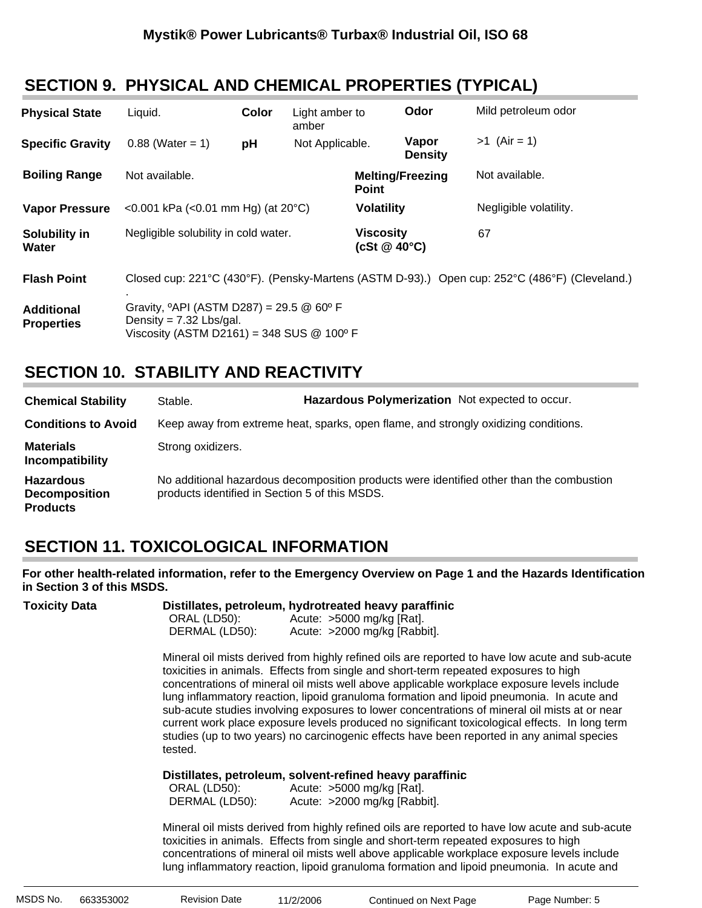## SECTION 9. PHYSICAL AND CHEMICAL PROPERTIES (TYPICAL)

| | | | | | |
|---|---|---|---|---|---|
| **Physical State** | Liquid. | **Color** | Light amber to amber | **Odor** | Mild petroleum odor |
| **Specific Gravity** | 0.88 (Water = 1) | **pH** | Not Applicable. | **Vapor Density** | >1 (Air = 1) |

| | | | |
|---|---|---|---|
| **Boiling Range** | Not available. | **Melting/Freezing Point** | Not available. |
| **Vapor Pressure** | <0.001 kPa (<0.01 mm Hg) (at 20°C) | **Volatility** | Negligible volatility. |
| **Solubility in Water** | Negligible solubility in cold water. | **Viscosity (cSt @ 40°C)** | 67 |

**Flash Point** Closed cup: 221°C (430°F). (Pensky-Martens (ASTM D-93).) Open cup: 252°C (486°F) (Cleveland.)
.

**Additional Properties**
Gravity, ºAPI (ASTM D287) = 29.5 @ 60º F
Density = 7.32 Lbs/gal.
Viscosity (ASTM D2161) = 348 SUS @ 100º F

## SECTION 10. STABILITY AND REACTIVITY

**Chemical Stability** Stable. **Hazardous Polymerization** Not expected to occur.

**Conditions to Avoid** Keep away from extreme heat, sparks, open flame, and strongly oxidizing conditions.

**Materials Incompatibility** Strong oxidizers.

**Hazardous Decomposition Products** No additional hazardous decomposition products were identified other than the combustion products identified in Section 5 of this MSDS.

## SECTION 11. TOXICOLOGICAL INFORMATION

**For other health-related information, refer to the Emergency Overview on Page 1 and the Hazards Identification in Section 3 of this MSDS.**

**Toxicity Data**

**Distillates, petroleum, hydrotreated heavy paraffinic**

| | |
|---|---|
| ORAL (LD50): | Acute: >5000 mg/kg [Rat]. |
| DERMAL (LD50): | Acute: >2000 mg/kg [Rabbit]. |

Mineral oil mists derived from highly refined oils are reported to have low acute and sub-acute toxicities in animals. Effects from single and short-term repeated exposures to high concentrations of mineral oil mists well above applicable workplace exposure levels include lung inflammatory reaction, lipoid granuloma formation and lipoid pneumonia. In acute and sub-acute studies involving exposures to lower concentrations of mineral oil mists at or near current work place exposure levels produced no significant toxicological effects. In long term studies (up to two years) no carcinogenic effects have been reported in any animal species tested.

**Distillates, petroleum, solvent-refined heavy paraffinic**

| | |
|---|---|
| ORAL (LD50): | Acute: >5000 mg/kg [Rat]. |
| DERMAL (LD50): | Acute: >2000 mg/kg [Rabbit]. |

Mineral oil mists derived from highly refined oils are reported to have low acute and sub-acute toxicities in animals. Effects from single and short-term repeated exposures to high concentrations of mineral oil mists well above applicable workplace exposure levels include lung inflammatory reaction, lipoid granuloma formation and lipoid pneumonia. In acute and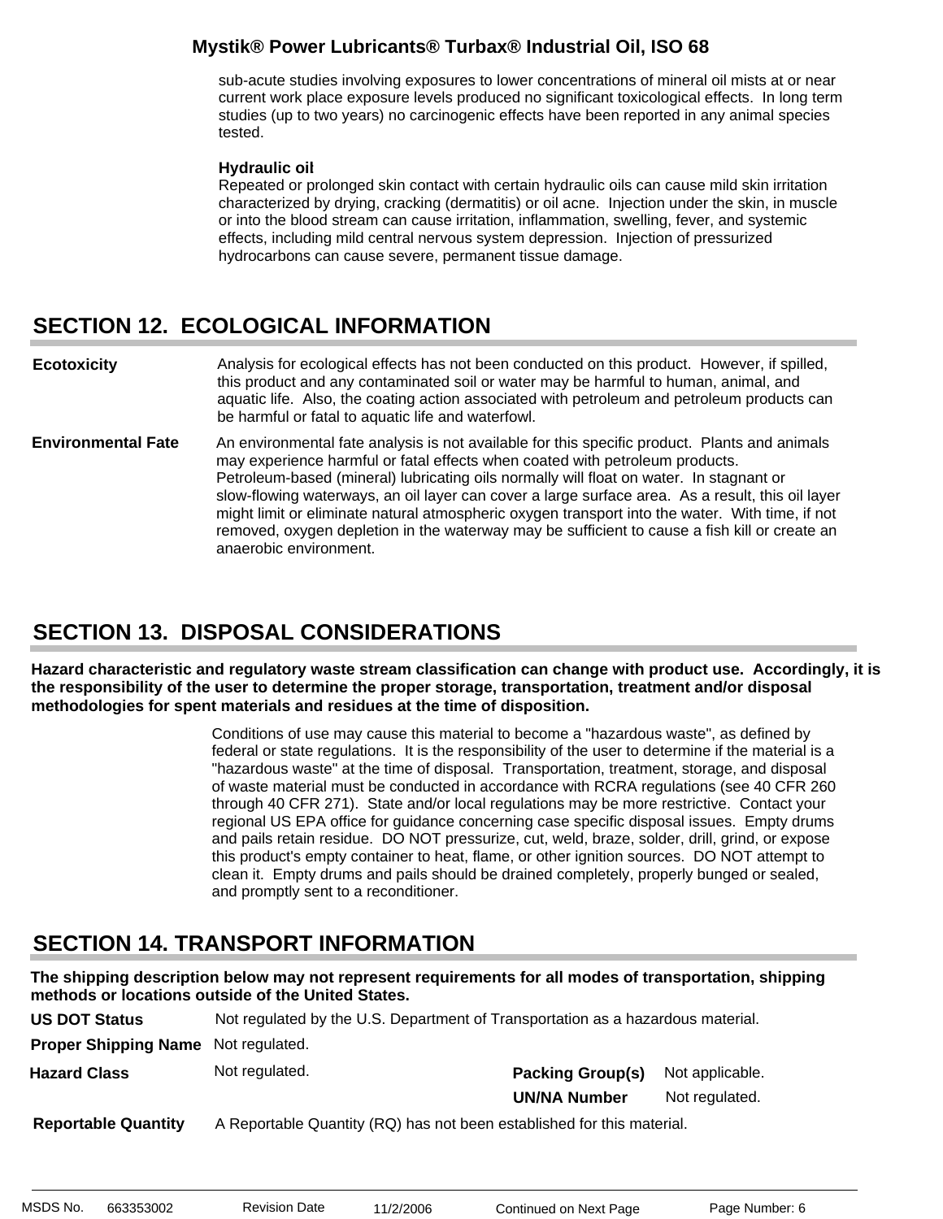sub-acute studies involving exposures to lower concentrations of mineral oil mists at or near current work place exposure levels produced no significant toxicological effects. In long term studies (up to two years) no carcinogenic effects have been reported in any animal species tested.

**Hydraulic oil**
Repeated or prolonged skin contact with certain hydraulic oils can cause mild skin irritation characterized by drying, cracking (dermatitis) or oil acne. Injection under the skin, in muscle or into the blood stream can cause irritation, inflammation, swelling, fever, and systemic effects, including mild central nervous system depression. Injection of pressurized hydrocarbons can cause severe, permanent tissue damage.

## SECTION 12. ECOLOGICAL INFORMATION

**Ecotoxicity**
Analysis for ecological effects has not been conducted on this product. However, if spilled, this product and any contaminated soil or water may be harmful to human, animal, and aquatic life. Also, the coating action associated with petroleum and petroleum products can be harmful or fatal to aquatic life and waterfowl.

**Environmental Fate**
An environmental fate analysis is not available for this specific product. Plants and animals may experience harmful or fatal effects when coated with petroleum products. Petroleum-based (mineral) lubricating oils normally will float on water. In stagnant or slow-flowing waterways, an oil layer can cover a large surface area. As a result, this oil layer might limit or eliminate natural atmospheric oxygen transport into the water. With time, if not removed, oxygen depletion in the waterway may be sufficient to cause a fish kill or create an anaerobic environment.

## SECTION 13. DISPOSAL CONSIDERATIONS

**Hazard characteristic and regulatory waste stream classification can change with product use. Accordingly, it is the responsibility of the user to determine the proper storage, transportation, treatment and/or disposal methodologies for spent materials and residues at the time of disposition.**

Conditions of use may cause this material to become a "hazardous waste", as defined by federal or state regulations. It is the responsibility of the user to determine if the material is a "hazardous waste" at the time of disposal. Transportation, treatment, storage, and disposal of waste material must be conducted in accordance with RCRA regulations (see 40 CFR 260 through 40 CFR 271). State and/or local regulations may be more restrictive. Contact your regional US EPA office for guidance concerning case specific disposal issues. Empty drums and pails retain residue. DO NOT pressurize, cut, weld, braze, solder, drill, grind, or expose this product's empty container to heat, flame, or other ignition sources. DO NOT attempt to clean it. Empty drums and pails should be drained completely, properly bunged or sealed, and promptly sent to a reconditioner.

## SECTION 14. TRANSPORT INFORMATION

**The shipping description below may not represent requirements for all modes of transportation, shipping methods or locations outside of the United States.**

**US DOT Status** Not regulated by the U.S. Department of Transportation as a hazardous material.

**Proper Shipping Name** Not regulated.

**Hazard Class** Not regulated.

**Packing Group(s)** Not applicable.

**UN/NA Number** Not regulated.

**Reportable Quantity** A Reportable Quantity (RQ) has not been established for this material.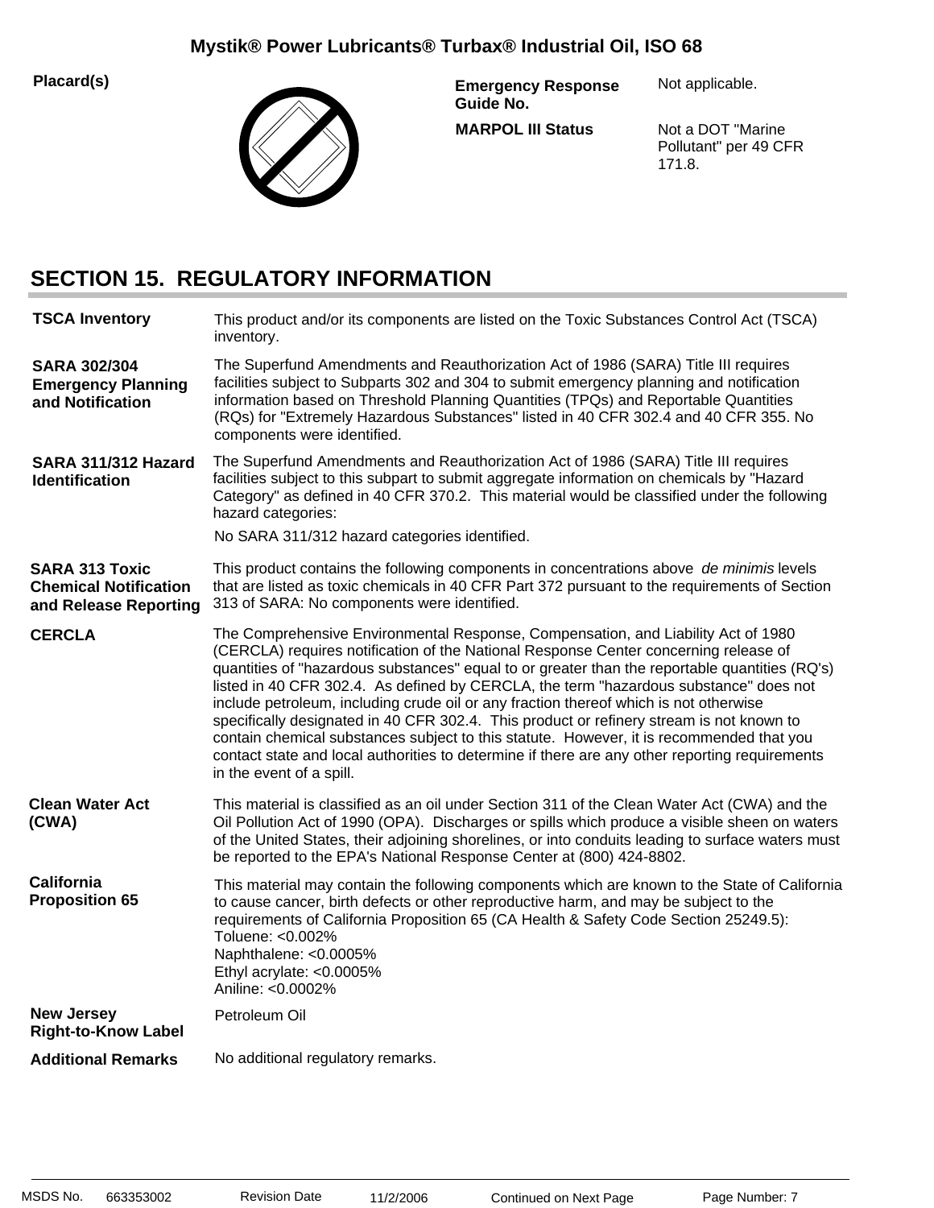| | | | |
|---|---|---|---|
| **Placard(s)** | | **Emergency Response Guide No.** | Not applicable. |
| | | **MARPOL III Status** | Not a DOT "Marine Pollutant" per 49 CFR 171.8. |

## SECTION 15. REGULATORY INFORMATION

**TSCA Inventory**

This product and/or its components are listed on the Toxic Substances Control Act (TSCA) inventory.

**SARA 302/304 Emergency Planning and Notification**

The Superfund Amendments and Reauthorization Act of 1986 (SARA) Title III requires facilities subject to Subparts 302 and 304 to submit emergency planning and notification information based on Threshold Planning Quantities (TPQs) and Reportable Quantities (RQs) for "Extremely Hazardous Substances" listed in 40 CFR 302.4 and 40 CFR 355. No components were identified.

**SARA 311/312 Hazard Identification**

The Superfund Amendments and Reauthorization Act of 1986 (SARA) Title III requires facilities subject to this subpart to submit aggregate information on chemicals by "Hazard Category" as defined in 40 CFR 370.2. This material would be classified under the following hazard categories:

No SARA 311/312 hazard categories identified.

**SARA 313 Toxic Chemical Notification and Release Reporting**

This product contains the following components in concentrations above *de minimis* levels that are listed as toxic chemicals in 40 CFR Part 372 pursuant to the requirements of Section 313 of SARA: No components were identified.

**CERCLA**

The Comprehensive Environmental Response, Compensation, and Liability Act of 1980 (CERCLA) requires notification of the National Response Center concerning release of quantities of "hazardous substances" equal to or greater than the reportable quantities (RQ's) listed in 40 CFR 302.4. As defined by CERCLA, the term "hazardous substance" does not include petroleum, including crude oil or any fraction thereof which is not otherwise specifically designated in 40 CFR 302.4. This product or refinery stream is not known to contain chemical substances subject to this statute. However, it is recommended that you contact state and local authorities to determine if there are any other reporting requirements in the event of a spill.

**Clean Water Act (CWA)**

This material is classified as an oil under Section 311 of the Clean Water Act (CWA) and the Oil Pollution Act of 1990 (OPA). Discharges or spills which produce a visible sheen on waters of the United States, their adjoining shorelines, or into conduits leading to surface waters must be reported to the EPA's National Response Center at (800) 424-8802.

**California Proposition 65**

This material may contain the following components which are known to the State of California to cause cancer, birth defects or other reproductive harm, and may be subject to the requirements of California Proposition 65 (CA Health & Safety Code Section 25249.5):
Toluene: <0.002%
Naphthalene: <0.0005%
Ethyl acrylate: <0.0005%
Aniline: <0.0002%

**New Jersey Right-to-Know Label**

Petroleum Oil

**Additional Remarks**

No additional regulatory remarks.

MSDS No. 663353002 Revision Date 11/2/2006 Continued on Next Page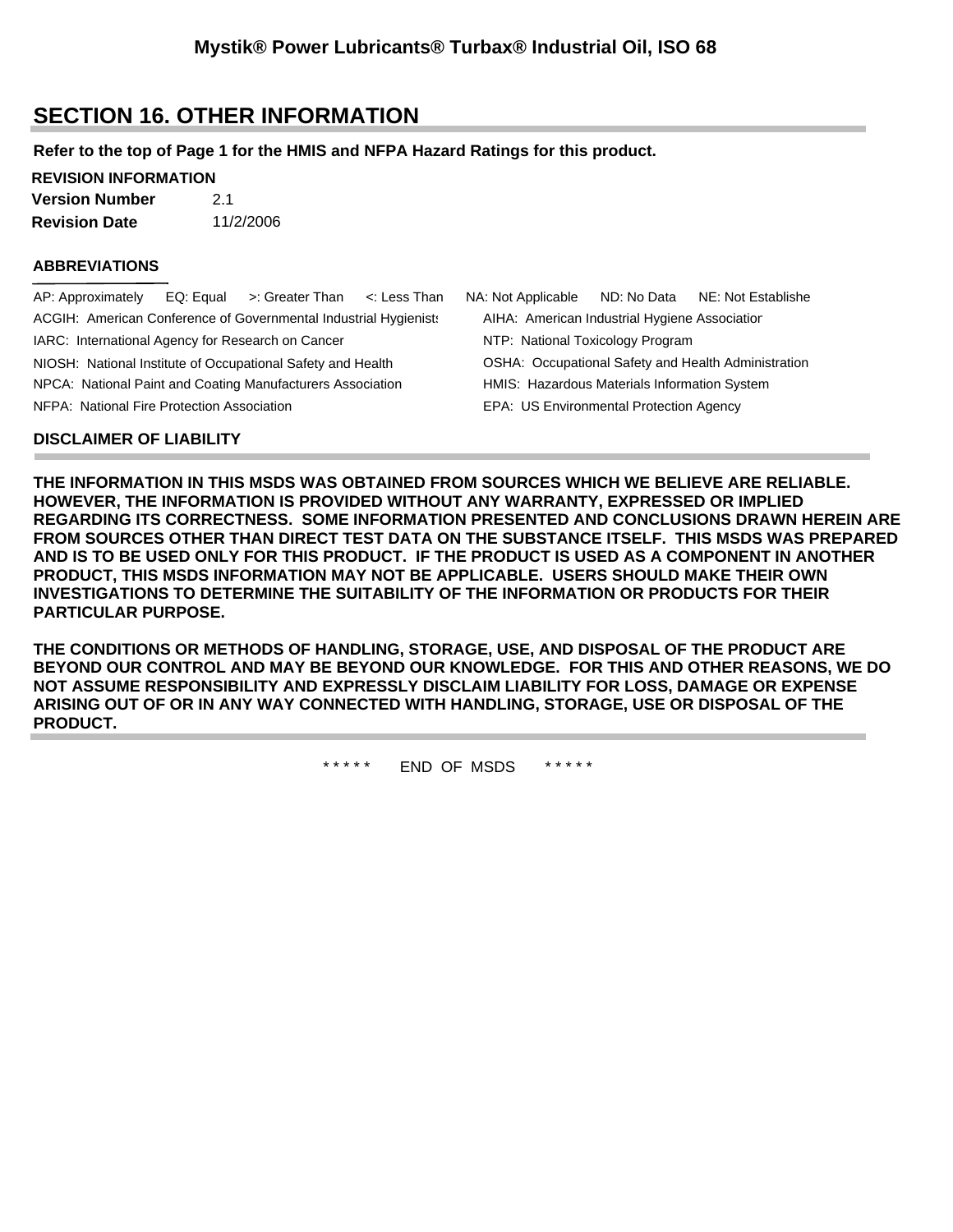## SECTION 16. OTHER INFORMATION

**Refer to the top of Page 1 for the HMIS and NFPA Hazard Ratings for this product.**

**REVISION INFORMATION**

**Version Number** 2.1

**Revision Date** 11/2/2006

**ABBREVIATIONS**

AP: Approximately EQ: Equal >: Greater Than <: Less Than NA: Not Applicable ND: No Data NE: Not Establishe

ACGIH: American Conference of Governmental Industrial Hygienists

AIHA: American Industrial Hygiene Association

IARC: International Agency for Research on Cancer

NTP: National Toxicology Program

NIOSH: National Institute of Occupational Safety and Health

OSHA: Occupational Safety and Health Administration

NPCA: National Paint and Coating Manufacturers Association

HMIS: Hazardous Materials Information System

NFPA: National Fire Protection Association

EPA: US Environmental Protection Agency

**DISCLAIMER OF LIABILITY**

**THE INFORMATION IN THIS MSDS WAS OBTAINED FROM SOURCES WHICH WE BELIEVE ARE RELIABLE. HOWEVER, THE INFORMATION IS PROVIDED WITHOUT ANY WARRANTY, EXPRESSED OR IMPLIED REGARDING ITS CORRECTNESS. SOME INFORMATION PRESENTED AND CONCLUSIONS DRAWN HEREIN ARE FROM SOURCES OTHER THAN DIRECT TEST DATA ON THE SUBSTANCE ITSELF. THIS MSDS WAS PREPARED AND IS TO BE USED ONLY FOR THIS PRODUCT. IF THE PRODUCT IS USED AS A COMPONENT IN ANOTHER PRODUCT, THIS MSDS INFORMATION MAY NOT BE APPLICABLE. USERS SHOULD MAKE THEIR OWN INVESTIGATIONS TO DETERMINE THE SUITABILITY OF THE INFORMATION OR PRODUCTS FOR THEIR PARTICULAR PURPOSE.**

**THE CONDITIONS OR METHODS OF HANDLING, STORAGE, USE, AND DISPOSAL OF THE PRODUCT ARE BEYOND OUR CONTROL AND MAY BE BEYOND OUR KNOWLEDGE. FOR THIS AND OTHER REASONS, WE DO NOT ASSUME RESPONSIBILITY AND EXPRESSLY DISCLAIM LIABILITY FOR LOSS, DAMAGE OR EXPENSE ARISING OUT OF OR IN ANY WAY CONNECTED WITH HANDLING, STORAGE, USE OR DISPOSAL OF THE PRODUCT.**

***** END OF MSDS *****